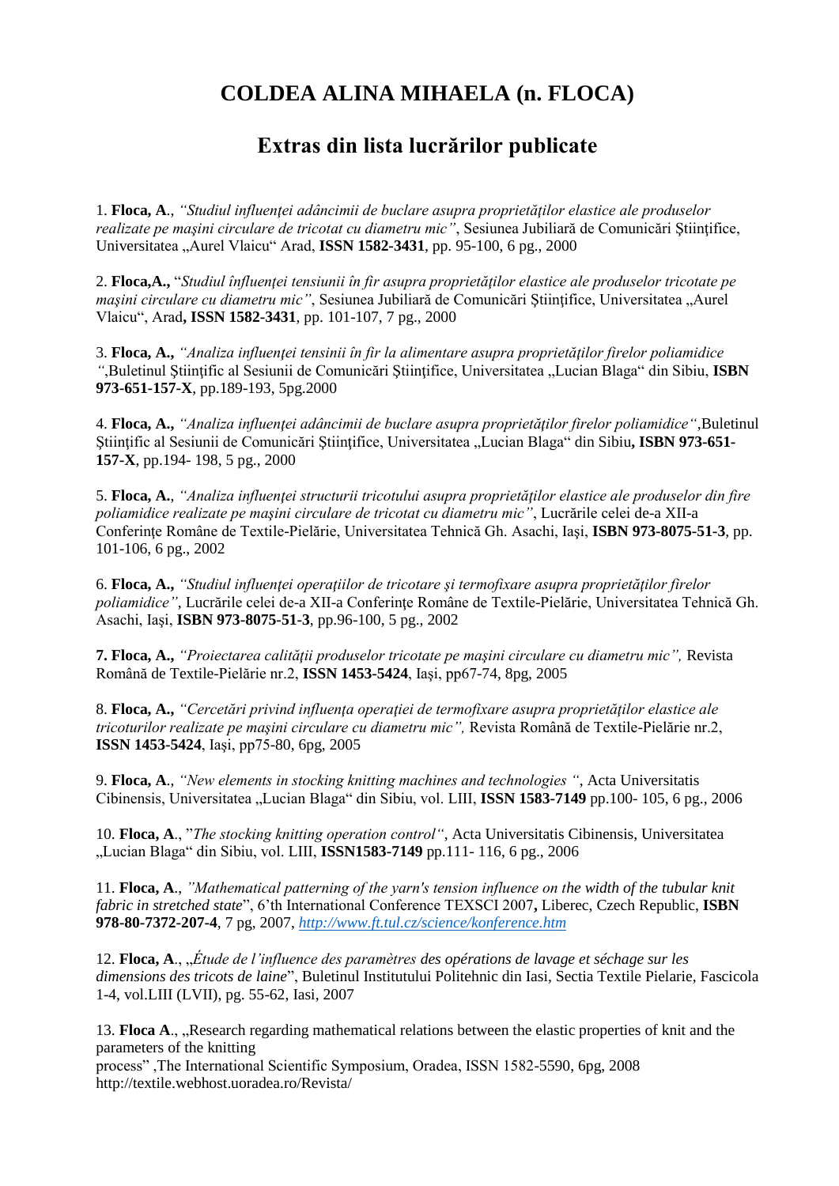# COLDEA ALINA MIHAELA (n. FLOCA)

## Extras din lista lucrărilor publicate

1. **Floca, A**., *"Studiul influenţei adâncimii de buclare asupra proprietăţilor elastice ale produselor realizate pe maşini circulare de tricotat cu diametru mic"*, Sesiunea Jubiliară de Comunicări Ştiinţifice, Universitatea „Aurel Vlaicu" Arad, **ISSN 1582-3431**, pp. 95-100, 6 pg., 2000

2. **Floca,A.,** "*Studiul înfluenţei tensiunii în fir asupra proprietăţilor elastice ale produselor tricotate pe maşini circulare cu diametru mic"*, Sesiunea Jubiliară de Comunicări Ştiinţifice, Universitatea „Aurel Vlaicu", Arad**, ISSN 1582-3431**, pp. 101-107, 7 pg., 2000

3. **Floca, A.,** *"Analiza influenţei tensinii în fir la alimentare asupra proprietăţilor firelor poliamidice "*,Buletinul Ştiinţific al Sesiunii de Comunicări Ştiinţifice, Universitatea „Lucian Blaga" din Sibiu, **ISBN 973-651-157-X**, pp.189-193, 5pg.2000

4. **Floca, A.,** *"Analiza influenţei adâncimii de buclare asupra proprietăţilor firelor poliamidice"*,Buletinul Ştiinţific al Sesiunii de Comunicări Ştiinţifice, Universitatea „Lucian Blaga" din Sibiu**, ISBN 973-651-157-X**, pp.194- 198, 5 pg., 2000

5. **Floca, A.**, *"Analiza influenţei structurii tricotului asupra proprietăţilor elastice ale produselor din fire poliamidice realizate pe maşini circulare de tricotat cu diametru mic"*, Lucrările celei de-a XII-a Conferinţe Române de Textile-Pielărie, Universitatea Tehnică Gh. Asachi, Iaşi, **ISBN 973-8075-51-3**, pp. 101-106, 6 pg., 2002

6. **Floca, A.,** *"Studiul influenţei operaţiilor de tricotare şi termofixare asupra proprietăţilor firelor poliamidice"*, Lucrările celei de-a XII-a Conferinţe Române de Textile-Pielărie, Universitatea Tehnică Gh. Asachi, Iaşi, **ISBN 973-8075-51-3**, pp.96-100, 5 pg., 2002

**7. Floca, A.,** *"Proiectarea calităţii produselor tricotate pe maşini circulare cu diametru mic",* Revista Română de Textile-Pielărie nr.2, **ISSN 1453-5424**, Iaşi, pp67-74, 8pg, 2005

8. **Floca, A.,** *"Cercetări privind influenţa operaţiei de termofixare asupra proprietăţilor elastice ale tricoturilor realizate pe maşini circulare cu diametru mic",* Revista Română de Textile-Pielărie nr.2, **ISSN 1453-5424**, Iaşi, pp75-80, 6pg, 2005

9. **Floca, A**., *"New elements in stocking knitting machines and technologies "*, Acta Universitatis Cibinensis, Universitatea „Lucian Blaga" din Sibiu, vol. LIII, **ISSN 1583-7149** pp.100- 105, 6 pg., 2006

10. **Floca, A**., "*The stocking knitting operation control"*, Acta Universitatis Cibinensis, Universitatea „Lucian Blaga" din Sibiu, vol. LIII, **ISSN1583-7149** pp.111- 116, 6 pg., 2006

11. **Floca, A**., *"Mathematical patterning of the yarn's tension influence on the width of the tubular knit fabric in stretched state*", 6'th International Conference TEXSCI 2007**,** Liberec, Czech Republic, **ISBN 978-80-7372-207-4**, 7 pg, 2007, *http://www.ft.tul.cz/science/konference.htm*

12. **Floca, A**., „*Étude de l'influence des paramètres des opérations de lavage et séchage sur les dimensions des tricots de laine*", Buletinul Institutului Politehnic din Iasi, Sectia Textile Pielarie, Fascicola 1-4, vol.LIII (LVII), pg. 55-62, Iasi, 2007

13. **Floca A**., „Research regarding mathematical relations between the elastic properties of knit and the parameters of the knitting
process" ,The International Scientific Symposium, Oradea, ISSN 1582-5590, 6pg, 2008
http://textile.webhost.uoradea.ro/Revista/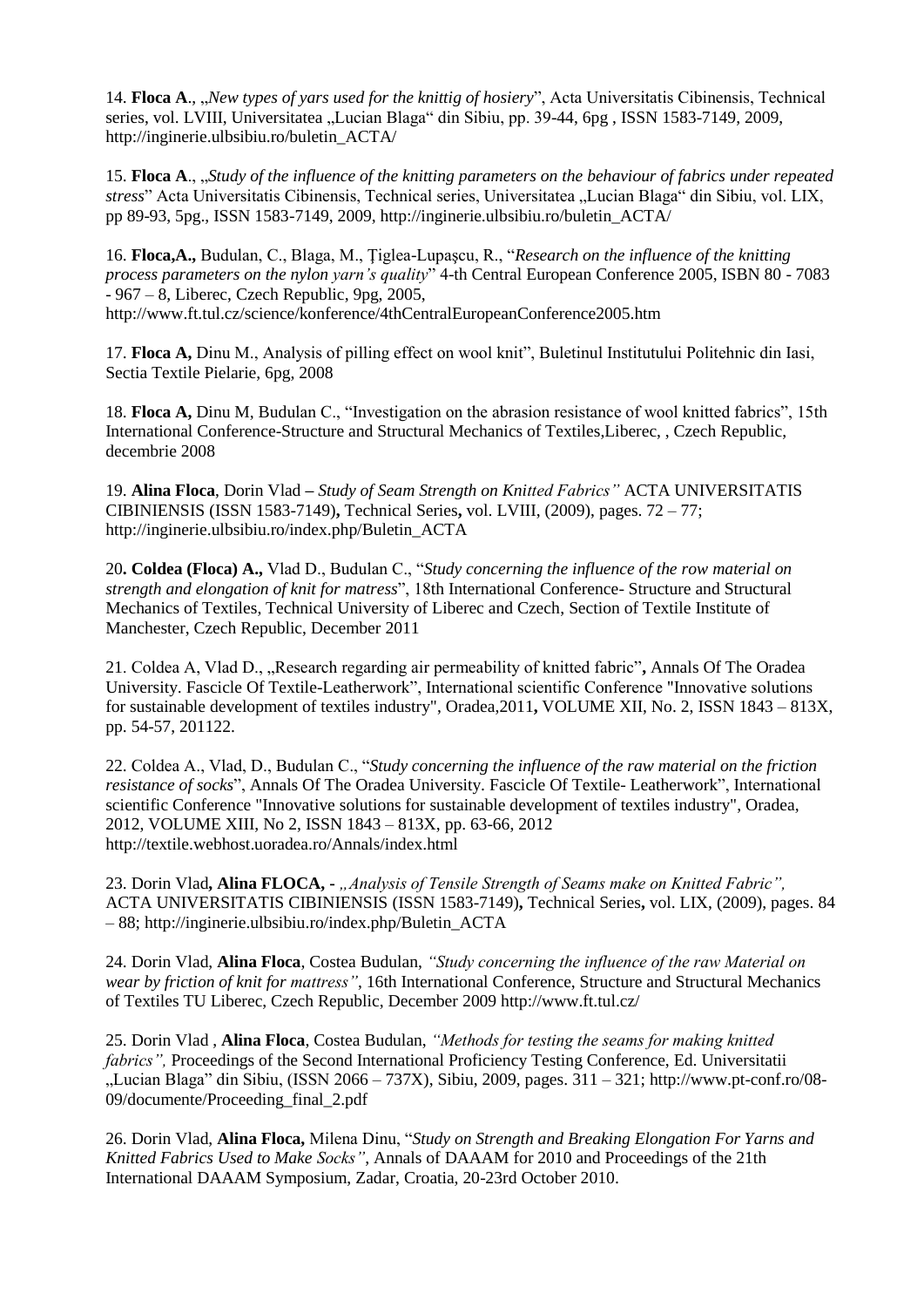14. **Floca A**., „*New types of yars used for the knittig of hosiery*", Acta Universitatis Cibinensis, Technical series, vol. LVIII, Universitatea „Lucian Blaga" din Sibiu, pp. 39-44, 6pg , ISSN 1583-7149, 2009, http://inginerie.ulbsibiu.ro/buletin_ACTA/

15. **Floca A**., „*Study of the influence of the knitting parameters on the behaviour of fabrics under repeated stress*" Acta Universitatis Cibinensis, Technical series, Universitatea „Lucian Blaga" din Sibiu, vol. LIX, pp 89-93, 5pg., ISSN 1583-7149, 2009, http://inginerie.ulbsibiu.ro/buletin_ACTA/

16. **Floca,A.,** Budulan, C., Blaga, M., Ţiglea-Lupaşcu, R., "*Research on the influence of the knitting process parameters on the nylon yarn's quality*" 4-th Central European Conference 2005, ISBN 80 - 7083 - 967 – 8, Liberec, Czech Republic, 9pg, 2005, http://www.ft.tul.cz/science/konference/4thCentralEuropeanConference2005.htm

17. **Floca A,** Dinu M., Analysis of pilling effect on wool knit", Buletinul Institutului Politehnic din Iasi, Sectia Textile Pielarie, 6pg, 2008

18. **Floca A,** Dinu M, Budulan C., "Investigation on the abrasion resistance of wool knitted fabrics", 15th International Conference-Structure and Structural Mechanics of Textiles,Liberec, , Czech Republic, decembrie 2008

19. **Alina Floca**, Dorin Vlad **–** *Study of Seam Strength on Knitted Fabrics"* ACTA UNIVERSITATIS CIBINIENSIS (ISSN 1583-7149)**,** Technical Series**,** vol. LVIII, (2009), pages. 72 – 77; http://inginerie.ulbsibiu.ro/index.php/Buletin_ACTA

20**. Coldea (Floca) A.,** Vlad D., Budulan C., "*Study concerning the influence of the row material on strength and elongation of knit for matress*", 18th International Conference- Structure and Structural Mechanics of Textiles, Technical University of Liberec and Czech, Section of Textile Institute of Manchester, Czech Republic, December 2011

21. Coldea A, Vlad D., „Research regarding air permeability of knitted fabric"**,** Annals Of The Oradea University. Fascicle Of Textile-Leatherwork", International scientific Conference "Innovative solutions for sustainable development of textiles industry", Oradea,2011**,** VOLUME XII, No. 2, ISSN 1843 – 813X, pp. 54-57, 201122.

22. Coldea A., Vlad, D., Budulan C., "*Study concerning the influence of the raw material on the friction resistance of socks*", Annals Of The Oradea University. Fascicle Of Textile- Leatherwork", International scientific Conference "Innovative solutions for sustainable development of textiles industry", Oradea, 2012, VOLUME XIII, No 2, ISSN 1843 – 813X, pp. 63-66, 2012 http://textile.webhost.uoradea.ro/Annals/index.html

23. Dorin Vlad**, Alina FLOCA, -** *„Analysis of Tensile Strength of Seams make on Knitted Fabric",* ACTA UNIVERSITATIS CIBINIENSIS (ISSN 1583-7149)**,** Technical Series**,** vol. LIX, (2009), pages. 84 – 88; http://inginerie.ulbsibiu.ro/index.php/Buletin_ACTA

24. Dorin Vlad, **Alina Floca**, Costea Budulan, *"Study concerning the influence of the raw Material on wear by friction of knit for mattress"*, 16th International Conference, Structure and Structural Mechanics of Textiles TU Liberec, Czech Republic, December 2009 http://www.ft.tul.cz/

25. Dorin Vlad , **Alina Floca**, Costea Budulan, *"Methods for testing the seams for making knitted fabrics",* Proceedings of the Second International Proficiency Testing Conference, Ed. Universitatii „Lucian Blaga" din Sibiu, (ISSN 2066 – 737X), Sibiu, 2009, pages. 311 – 321; http://www.pt-conf.ro/08-09/documente/Proceeding_final_2.pdf

26. Dorin Vlad, **Alina Floca,** Milena Dinu, "*Study on Strength and Breaking Elongation For Yarns and Knitted Fabrics Used to Make Socks"*, Annals of DAAAM for 2010 and Proceedings of the 21th International DAAAM Symposium, Zadar, Croatia, 20-23rd October 2010.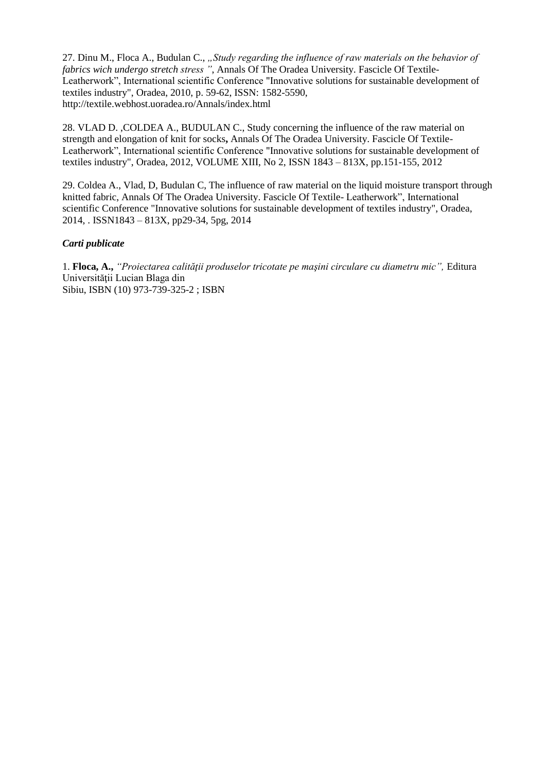27. Dinu M., Floca A., Budulan C., *„Study regarding the influence of raw materials on the behavior of fabrics wich undergo stretch stress "*, Annals Of The Oradea University. Fascicle Of Textile-Leatherwork", International scientific Conference "Innovative solutions for sustainable development of textiles industry", Oradea, 2010, p. 59-62, ISSN: 1582-5590, http://textile.webhost.uoradea.ro/Annals/index.html

28. VLAD D. ,COLDEA A., BUDULAN C., Study concerning the influence of the raw material on strength and elongation of knit for socks**,** Annals Of The Oradea University. Fascicle Of Textile-Leatherwork", International scientific Conference "Innovative solutions for sustainable development of textiles industry", Oradea, 2012, VOLUME XIII, No 2, ISSN 1843 – 813X, pp.151-155, 2012

29. Coldea A., Vlad, D, Budulan C, The influence of raw material on the liquid moisture transport through knitted fabric, Annals Of The Oradea University. Fascicle Of Textile- Leatherwork", International scientific Conference "Innovative solutions for sustainable development of textiles industry", Oradea, 2014, . ISSN1843 – 813X, pp29-34, 5pg, 2014

***Carti publicate***

1. **Floca, A.,** *"Proiectarea calităţii produselor tricotate pe maşini circulare cu diametru mic",* Editura Universităţii Lucian Blaga din Sibiu, ISBN (10) 973-739-325-2 ; ISBN